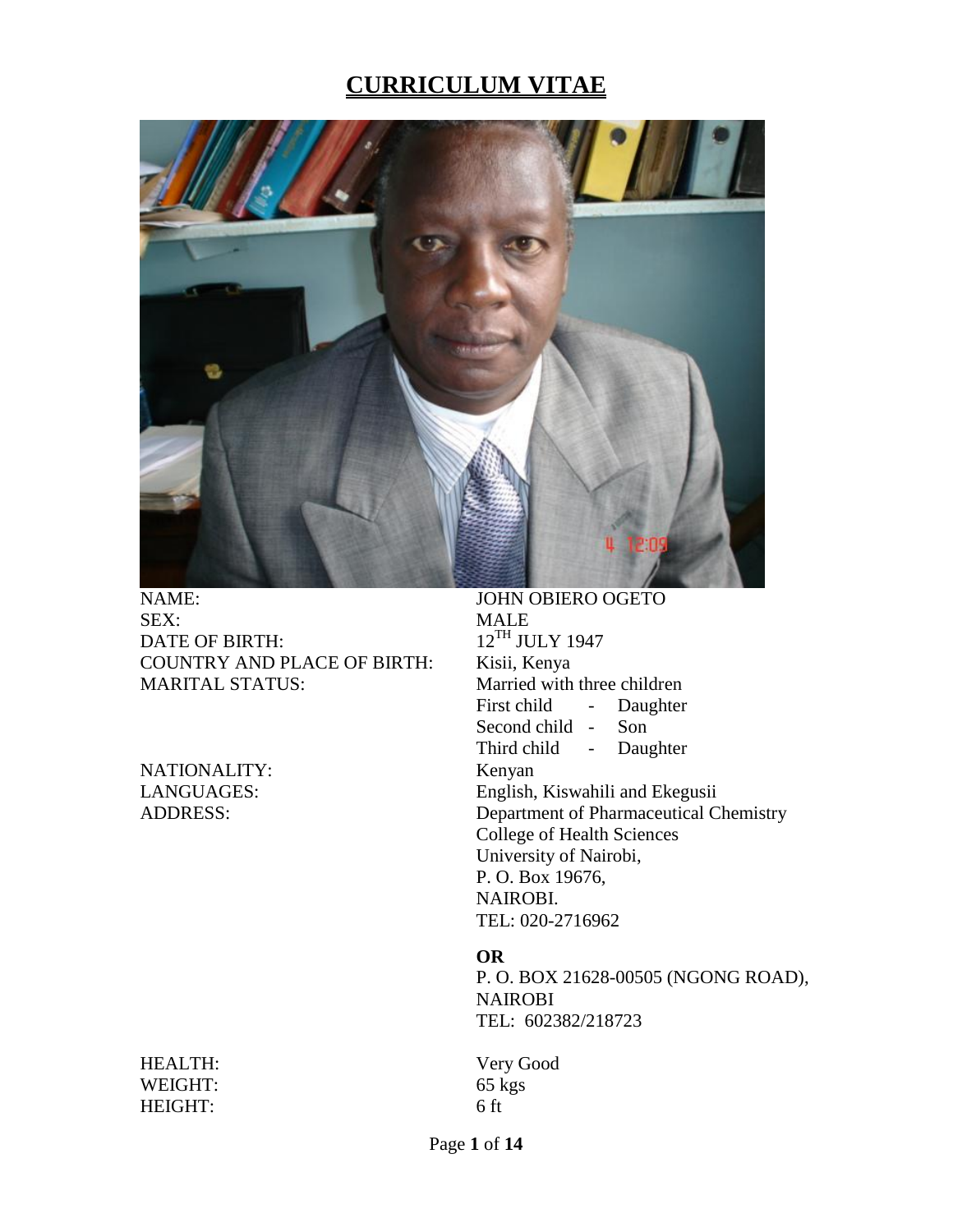# CURRICULUM VITAE

| | |
|---|---|
| NAME: | JOHN OBIERO OGETO |
| SEX: | MALE |
| DATE OF BIRTH: | 12TH JULY 1947 |
| COUNTRY AND PLACE OF BIRTH: | Kisii, Kenya |
| MARITAL STATUS: | Married with three children<br>First child - Daughter<br>Second child - Son<br>Third child - Daughter |
| NATIONALITY: | Kenyan |
| LANGUAGES: | English, Kiswahili and Ekegusii |
| ADDRESS: | Department of Pharmaceutical Chemistry<br>College of Health Sciences<br>University of Nairobi,<br>P. O. Box 19676,<br>NAIROBI.<br>TEL: 020-2716962<br><br>**OR**<br>P. O. BOX 21628-00505 (NGONG ROAD),<br>NAIROBI<br>TEL: 602382/218723 |
| HEALTH: | Very Good |
| WEIGHT: | 65 kgs |
| HEIGHT: | 6 ft |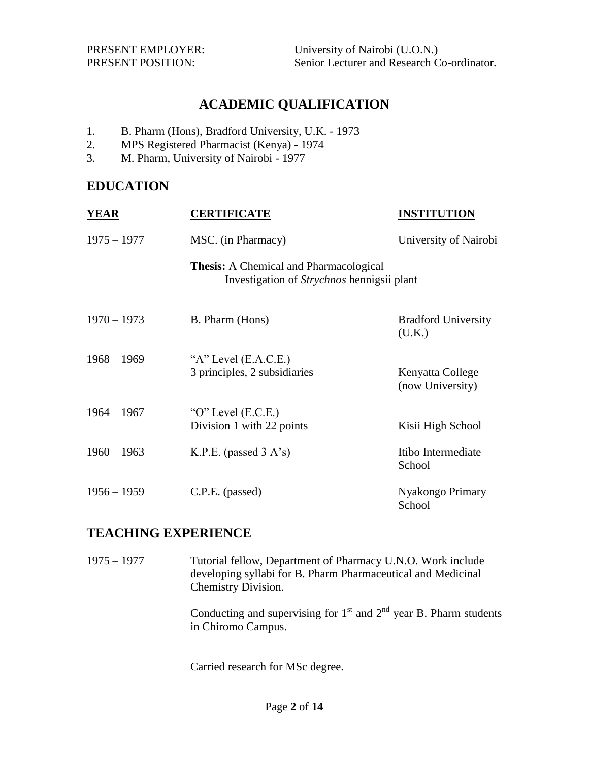PRESENT EMPLOYER: University of Nairobi (U.O.N.)
PRESENT POSITION: Senior Lecturer and Research Co-ordinator.

## ACADEMIC QUALIFICATION

1. B. Pharm (Hons), Bradford University, U.K. - 1973
2. MPS Registered Pharmacist (Kenya) - 1974
3. M. Pharm, University of Nairobi - 1977

## EDUCATION

| YEAR | CERTIFICATE | INSTITUTION |
|---|---|---|
| 1975 – 1977 | MSC. (in Pharmacy) | University of Nairobi |
| | **Thesis:** A Chemical and Pharmacological Investigation of *Strychnos* hennigsii plant | |
| 1970 – 1973 | B. Pharm (Hons) | Bradford University (U.K.) |
| 1968 – 1969 | "A" Level (E.A.C.E.) 3 principles, 2 subsidiaries | Kenyatta College (now University) |
| 1964 – 1967 | "O" Level (E.C.E.) Division 1 with 22 points | Kisii High School |
| 1960 – 1963 | K.P.E. (passed 3 A's) | Itibo Intermediate School |
| 1956 – 1959 | C.P.E. (passed) | Nyakongo Primary School |

## TEACHING EXPERIENCE

1975 – 1977 Tutorial fellow, Department of Pharmacy U.N.O. Work include developing syllabi for B. Pharm Pharmaceutical and Medicinal Chemistry Division.

Conducting and supervising for 1st and 2nd year B. Pharm students in Chiromo Campus.

Carried research for MSc degree.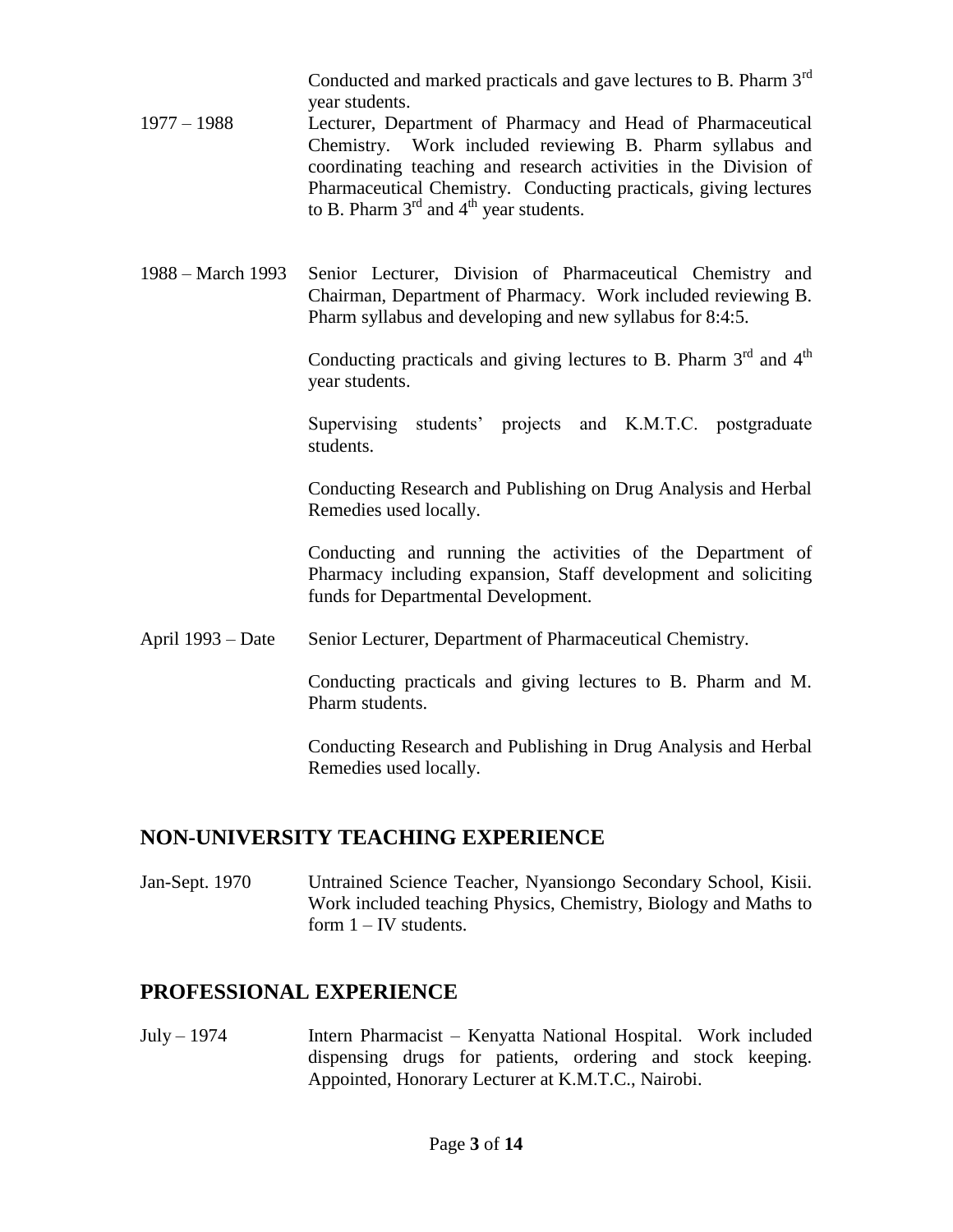| | |
|---|---|
| | Conducted and marked practicals and gave lectures to B. Pharm 3rd year students. |
| 1977 – 1988 | Lecturer, Department of Pharmacy and Head of Pharmaceutical Chemistry. Work included reviewing B. Pharm syllabus and coordinating teaching and research activities in the Division of Pharmaceutical Chemistry. Conducting practicals, giving lectures to B. Pharm 3rd and 4th year students. |
| 1988 – March 1993 | Senior Lecturer, Division of Pharmaceutical Chemistry and Chairman, Department of Pharmacy. Work included reviewing B. Pharm syllabus and developing and new syllabus for 8:4:5. |
| | Conducting practicals and giving lectures to B. Pharm 3rd and 4th year students. |
| | Supervising students' projects and K.M.T.C. postgraduate students. |
| | Conducting Research and Publishing on Drug Analysis and Herbal Remedies used locally. |
| | Conducting and running the activities of the Department of Pharmacy including expansion, Staff development and soliciting funds for Departmental Development. |
| April 1993 – Date | Senior Lecturer, Department of Pharmaceutical Chemistry. |
| | Conducting practicals and giving lectures to B. Pharm and M. Pharm students. |
| | Conducting Research and Publishing in Drug Analysis and Herbal Remedies used locally. |

## NON-UNIVERSITY TEACHING EXPERIENCE

| | |
|---|---|
| Jan-Sept. 1970 | Untrained Science Teacher, Nyansiongo Secondary School, Kisii. Work included teaching Physics, Chemistry, Biology and Maths to form 1 – IV students. |

## PROFESSIONAL EXPERIENCE

| | |
|---|---|
| July – 1974 | Intern Pharmacist – Kenyatta National Hospital. Work included dispensing drugs for patients, ordering and stock keeping. Appointed, Honorary Lecturer at K.M.T.C., Nairobi. |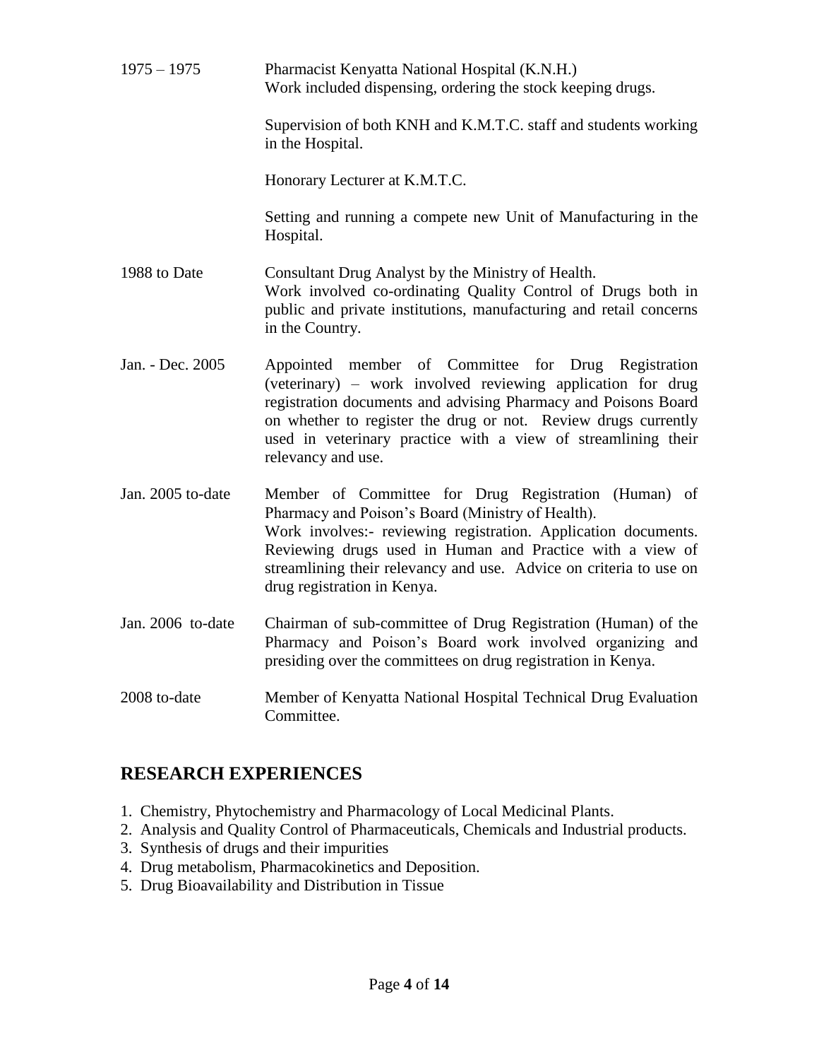| | |
|---|---|
| 1975 – 1975 | Pharmacist Kenyatta National Hospital (K.N.H.)<br>Work included dispensing, ordering the stock keeping drugs.<br><br>Supervision of both KNH and K.M.T.C. staff and students working in the Hospital.<br><br>Honorary Lecturer at K.M.T.C.<br><br>Setting and running a compete new Unit of Manufacturing in the Hospital. |
| 1988 to Date | Consultant Drug Analyst by the Ministry of Health.<br>Work involved co-ordinating Quality Control of Drugs both in public and private institutions, manufacturing and retail concerns in the Country. |
| Jan. - Dec. 2005 | Appointed member of Committee for Drug Registration (veterinary) – work involved reviewing application for drug registration documents and advising Pharmacy and Poisons Board on whether to register the drug or not. Review drugs currently used in veterinary practice with a view of streamlining their relevancy and use. |
| Jan. 2005 to-date | Member of Committee for Drug Registration (Human) of Pharmacy and Poison's Board (Ministry of Health).<br>Work involves:- reviewing registration. Application documents. Reviewing drugs used in Human and Practice with a view of streamlining their relevancy and use. Advice on criteria to use on drug registration in Kenya. |
| Jan. 2006 to-date | Chairman of sub-committee of Drug Registration (Human) of the Pharmacy and Poison's Board work involved organizing and presiding over the committees on drug registration in Kenya. |
| 2008 to-date | Member of Kenyatta National Hospital Technical Drug Evaluation Committee. |

## RESEARCH EXPERIENCES

1. Chemistry, Phytochemistry and Pharmacology of Local Medicinal Plants.
2. Analysis and Quality Control of Pharmaceuticals, Chemicals and Industrial products.
3. Synthesis of drugs and their impurities
4. Drug metabolism, Pharmacokinetics and Deposition.
5. Drug Bioavailability and Distribution in Tissue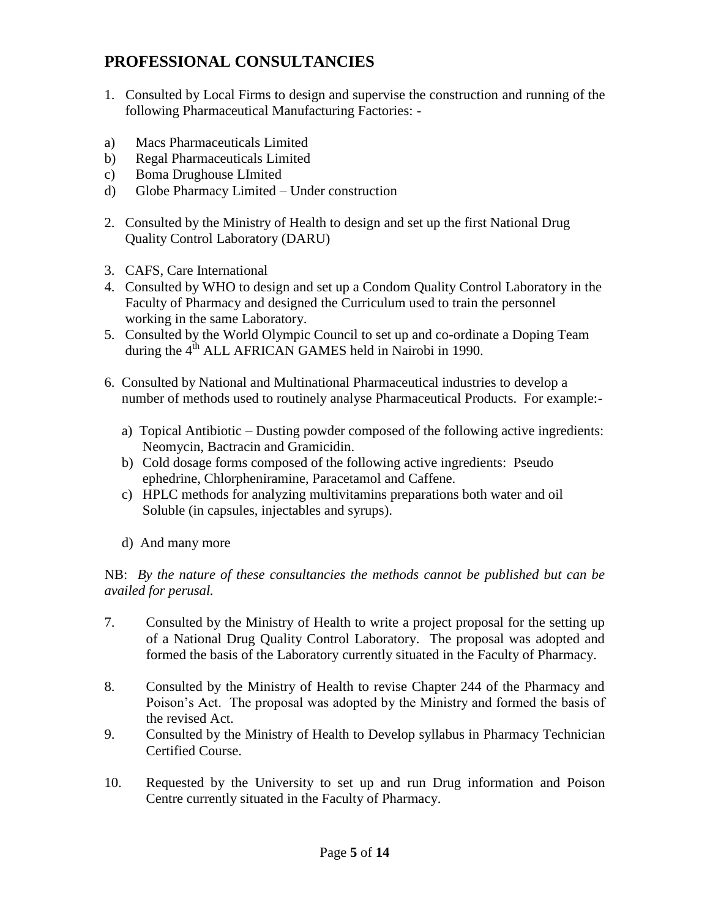## PROFESSIONAL CONSULTANCIES

1. Consulted by Local Firms to design and supervise the construction and running of the following Pharmaceutical Manufacturing Factories: -

a) Macs Pharmaceuticals Limited
b) Regal Pharmaceuticals Limited
c) Boma Drughouse LImited
d) Globe Pharmacy Limited – Under construction

2. Consulted by the Ministry of Health to design and set up the first National Drug Quality Control Laboratory (DARU)

3. CAFS, Care International
4. Consulted by WHO to design and set up a Condom Quality Control Laboratory in the Faculty of Pharmacy and designed the Curriculum used to train the personnel working in the same Laboratory.
5. Consulted by the World Olympic Council to set up and co-ordinate a Doping Team during the 4th ALL AFRICAN GAMES held in Nairobi in 1990.

6. Consulted by National and Multinational Pharmaceutical industries to develop a number of methods used to routinely analyse Pharmaceutical Products. For example:-

   a) Topical Antibiotic – Dusting powder composed of the following active ingredients: Neomycin, Bactracin and Gramicidin.
   b) Cold dosage forms composed of the following active ingredients: Pseudo ephedrine, Chlorpheniramine, Paracetamol and Caffene.
   c) HPLC methods for analyzing multivitamins preparations both water and oil Soluble (in capsules, injectables and syrups).

   d) And many more

NB: *By the nature of these consultancies the methods cannot be published but can be availed for perusal.*

7. Consulted by the Ministry of Health to write a project proposal for the setting up of a National Drug Quality Control Laboratory. The proposal was adopted and formed the basis of the Laboratory currently situated in the Faculty of Pharmacy.

8. Consulted by the Ministry of Health to revise Chapter 244 of the Pharmacy and Poison's Act. The proposal was adopted by the Ministry and formed the basis of the revised Act.
9. Consulted by the Ministry of Health to Develop syllabus in Pharmacy Technician Certified Course.

10. Requested by the University to set up and run Drug information and Poison Centre currently situated in the Faculty of Pharmacy.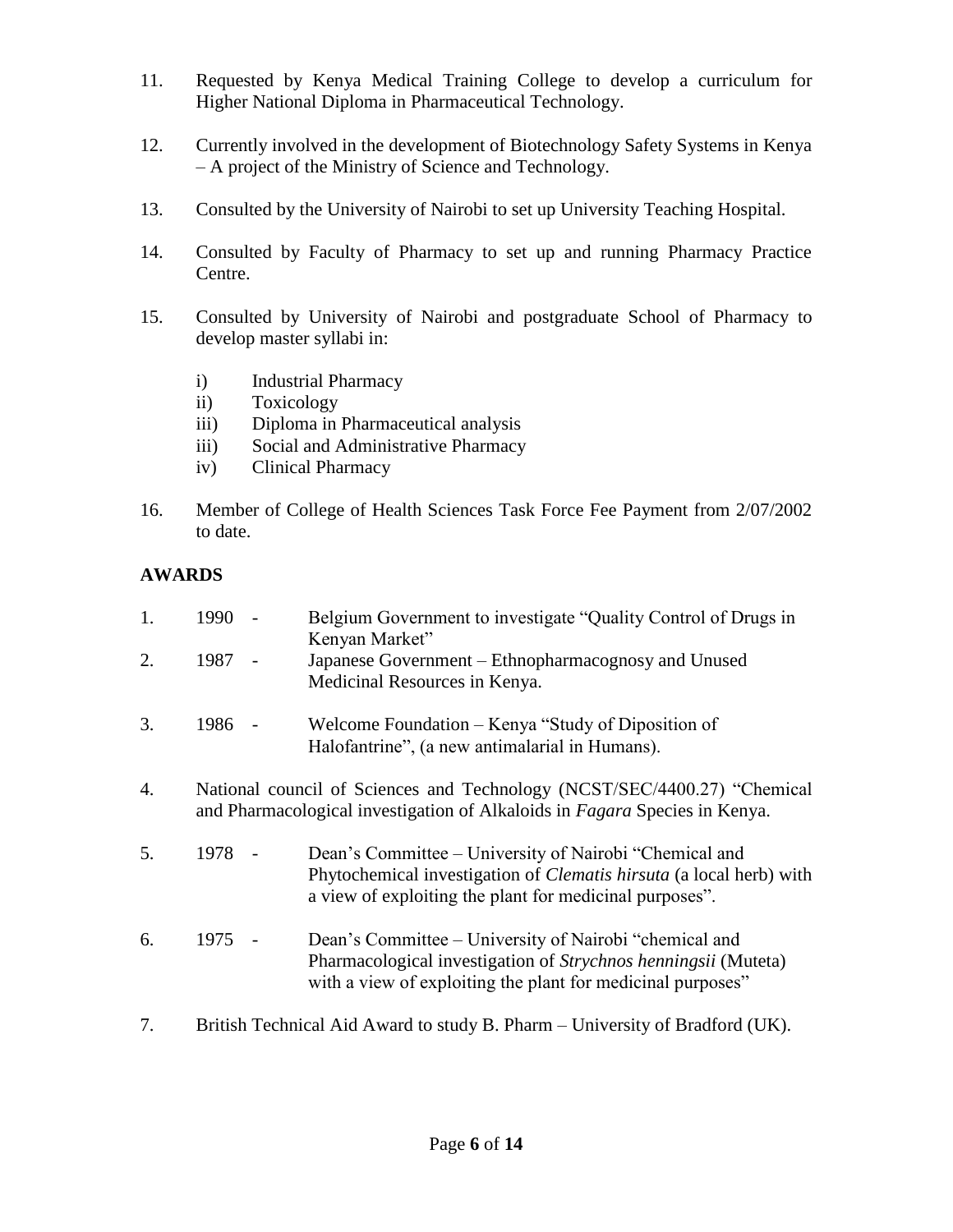11. Requested by Kenya Medical Training College to develop a curriculum for Higher National Diploma in Pharmaceutical Technology.

12. Currently involved in the development of Biotechnology Safety Systems in Kenya – A project of the Ministry of Science and Technology.

13. Consulted by the University of Nairobi to set up University Teaching Hospital.

14. Consulted by Faculty of Pharmacy to set up and running Pharmacy Practice Centre.

15. Consulted by University of Nairobi and postgraduate School of Pharmacy to develop master syllabi in:

    i) Industrial Pharmacy
    ii) Toxicology
    iii) Diploma in Pharmaceutical analysis
    iii) Social and Administrative Pharmacy
    iv) Clinical Pharmacy

16. Member of College of Health Sciences Task Force Fee Payment from 2/07/2002 to date.

## AWARDS

1. 1990 - Belgium Government to investigate "Quality Control of Drugs in Kenyan Market"
2. 1987 - Japanese Government – Ethnopharmacognosy and Unused Medicinal Resources in Kenya.
3. 1986 - Welcome Foundation – Kenya "Study of Diposition of Halofantrine", (a new antimalarial in Humans).
4. National council of Sciences and Technology (NCST/SEC/4400.27) "Chemical and Pharmacological investigation of Alkaloids in *Fagara* Species in Kenya.
5. 1978 - Dean's Committee – University of Nairobi "Chemical and Phytochemical investigation of *Clematis hirsuta* (a local herb) with a view of exploiting the plant for medicinal purposes".
6. 1975 - Dean's Committee – University of Nairobi "chemical and Pharmacological investigation of *Strychnos henningsii* (Muteta) with a view of exploiting the plant for medicinal purposes"
7. British Technical Aid Award to study B. Pharm – University of Bradford (UK).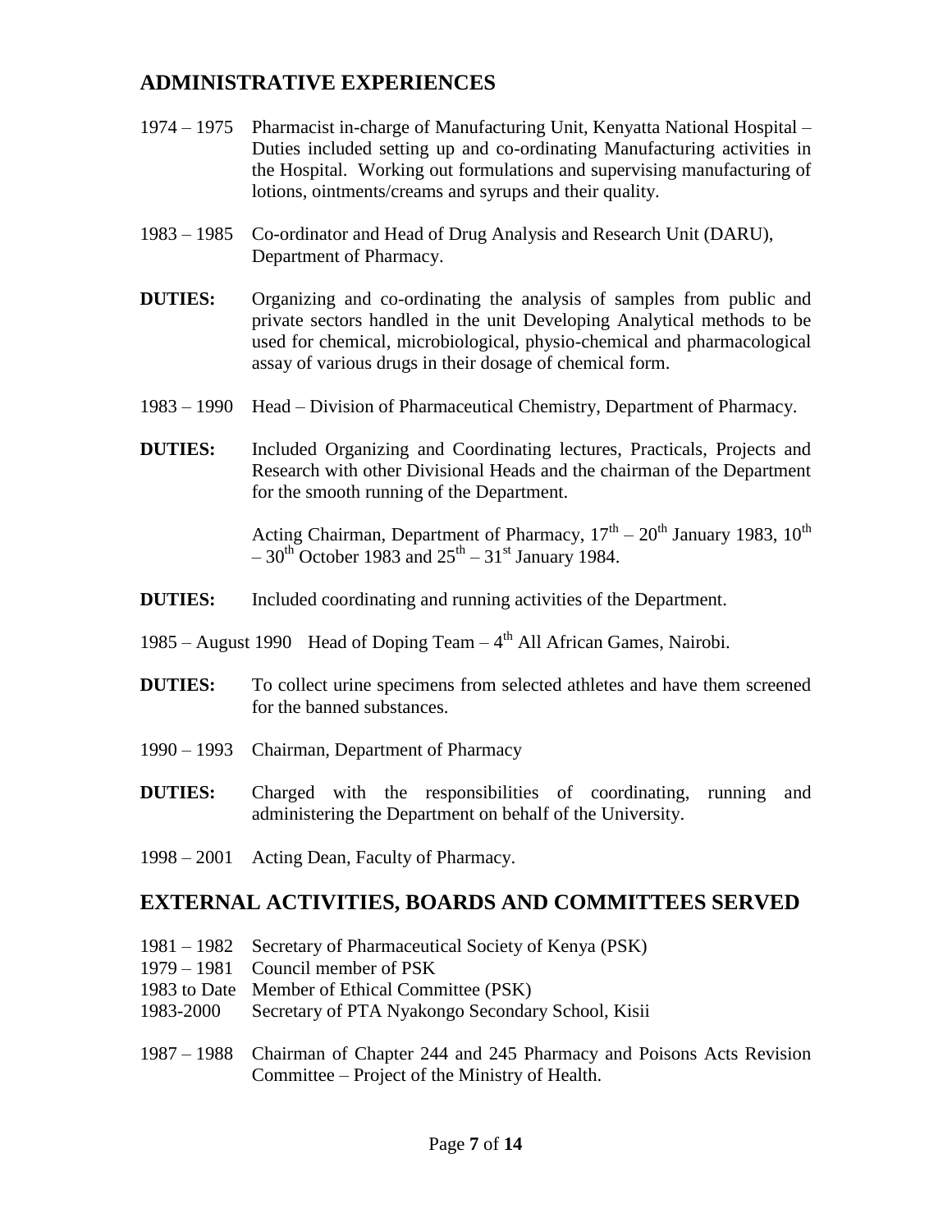## ADMINISTRATIVE EXPERIENCES

1974 – 1975 Pharmacist in-charge of Manufacturing Unit, Kenyatta National Hospital – Duties included setting up and co-ordinating Manufacturing activities in the Hospital. Working out formulations and supervising manufacturing of lotions, ointments/creams and syrups and their quality.

1983 – 1985 Co-ordinator and Head of Drug Analysis and Research Unit (DARU), Department of Pharmacy.

**DUTIES:** Organizing and co-ordinating the analysis of samples from public and private sectors handled in the unit Developing Analytical methods to be used for chemical, microbiological, physio-chemical and pharmacological assay of various drugs in their dosage of chemical form.

1983 – 1990 Head – Division of Pharmaceutical Chemistry, Department of Pharmacy.

**DUTIES:** Included Organizing and Coordinating lectures, Practicals, Projects and Research with other Divisional Heads and the chairman of the Department for the smooth running of the Department.

Acting Chairman, Department of Pharmacy, 17th – 20th January 1983, 10th – 30th October 1983 and 25th – 31st January 1984.

**DUTIES:** Included coordinating and running activities of the Department.

1985 – August 1990 Head of Doping Team – 4th All African Games, Nairobi.

**DUTIES:** To collect urine specimens from selected athletes and have them screened for the banned substances.

1990 – 1993 Chairman, Department of Pharmacy

**DUTIES:** Charged with the responsibilities of coordinating, running and administering the Department on behalf of the University.

1998 – 2001 Acting Dean, Faculty of Pharmacy.

## EXTERNAL ACTIVITIES, BOARDS AND COMMITTEES SERVED

1981 – 1982 Secretary of Pharmaceutical Society of Kenya (PSK)
1979 – 1981 Council member of PSK
1983 to Date Member of Ethical Committee (PSK)
1983-2000 Secretary of PTA Nyakongo Secondary School, Kisii

1987 – 1988 Chairman of Chapter 244 and 245 Pharmacy and Poisons Acts Revision Committee – Project of the Ministry of Health.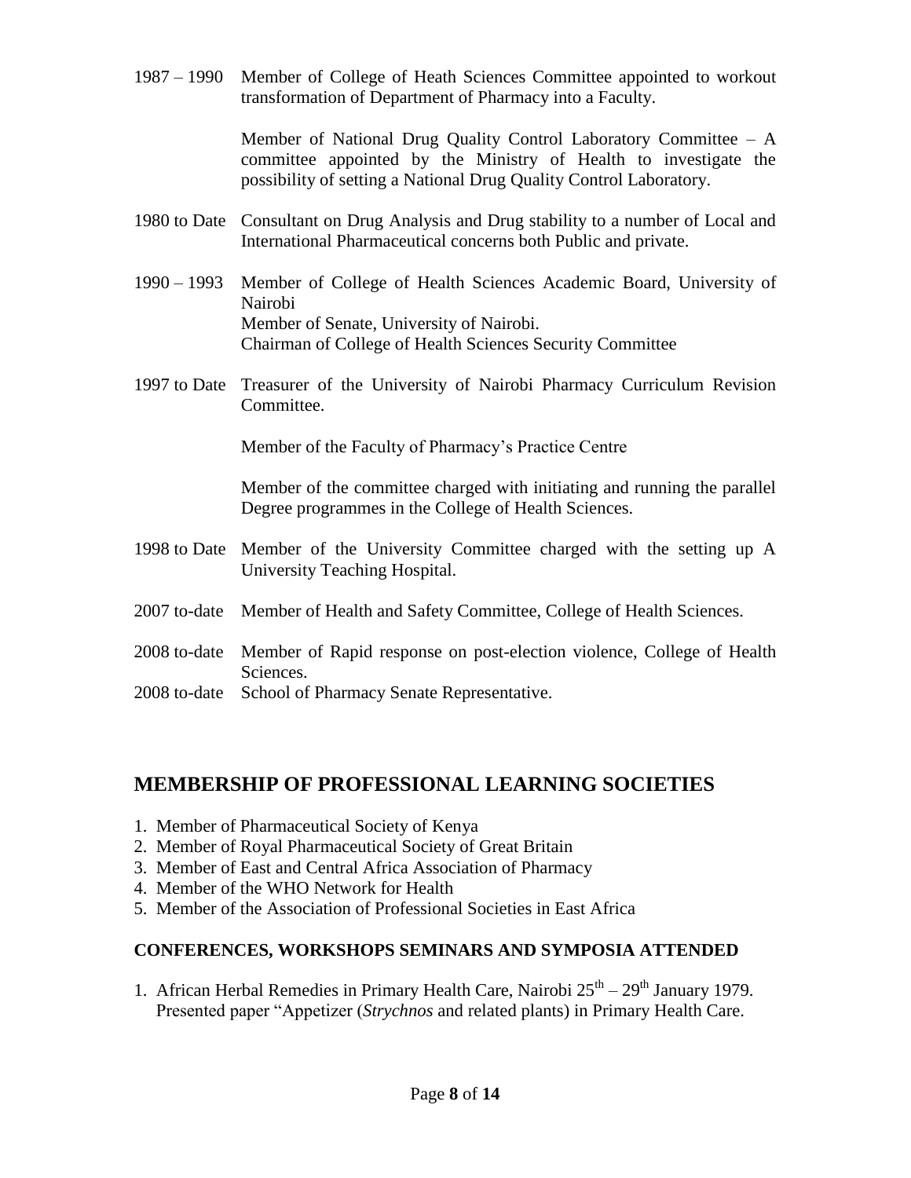1987 – 1990 Member of College of Heath Sciences Committee appointed to workout transformation of Department of Pharmacy into a Faculty.

Member of National Drug Quality Control Laboratory Committee – A committee appointed by the Ministry of Health to investigate the possibility of setting a National Drug Quality Control Laboratory.

1980 to Date Consultant on Drug Analysis and Drug stability to a number of Local and International Pharmaceutical concerns both Public and private.

1990 – 1993 Member of College of Health Sciences Academic Board, University of Nairobi
Member of Senate, University of Nairobi.
Chairman of College of Health Sciences Security Committee

1997 to Date Treasurer of the University of Nairobi Pharmacy Curriculum Revision Committee.

Member of the Faculty of Pharmacy's Practice Centre

Member of the committee charged with initiating and running the parallel Degree programmes in the College of Health Sciences.

1998 to Date Member of the University Committee charged with the setting up A University Teaching Hospital.

2007 to-date Member of Health and Safety Committee, College of Health Sciences.

2008 to-date Member of Rapid response on post-election violence, College of Health Sciences.

2008 to-date School of Pharmacy Senate Representative.

## MEMBERSHIP OF PROFESSIONAL LEARNING SOCIETIES

1. Member of Pharmaceutical Society of Kenya
2. Member of Royal Pharmaceutical Society of Great Britain
3. Member of East and Central Africa Association of Pharmacy
4. Member of the WHO Network for Health
5. Member of the Association of Professional Societies in East Africa

### CONFERENCES, WORKSHOPS SEMINARS AND SYMPOSIA ATTENDED

1. African Herbal Remedies in Primary Health Care, Nairobi 25th – 29th January 1979. Presented paper "Appetizer (*Strychnos* and related plants) in Primary Health Care.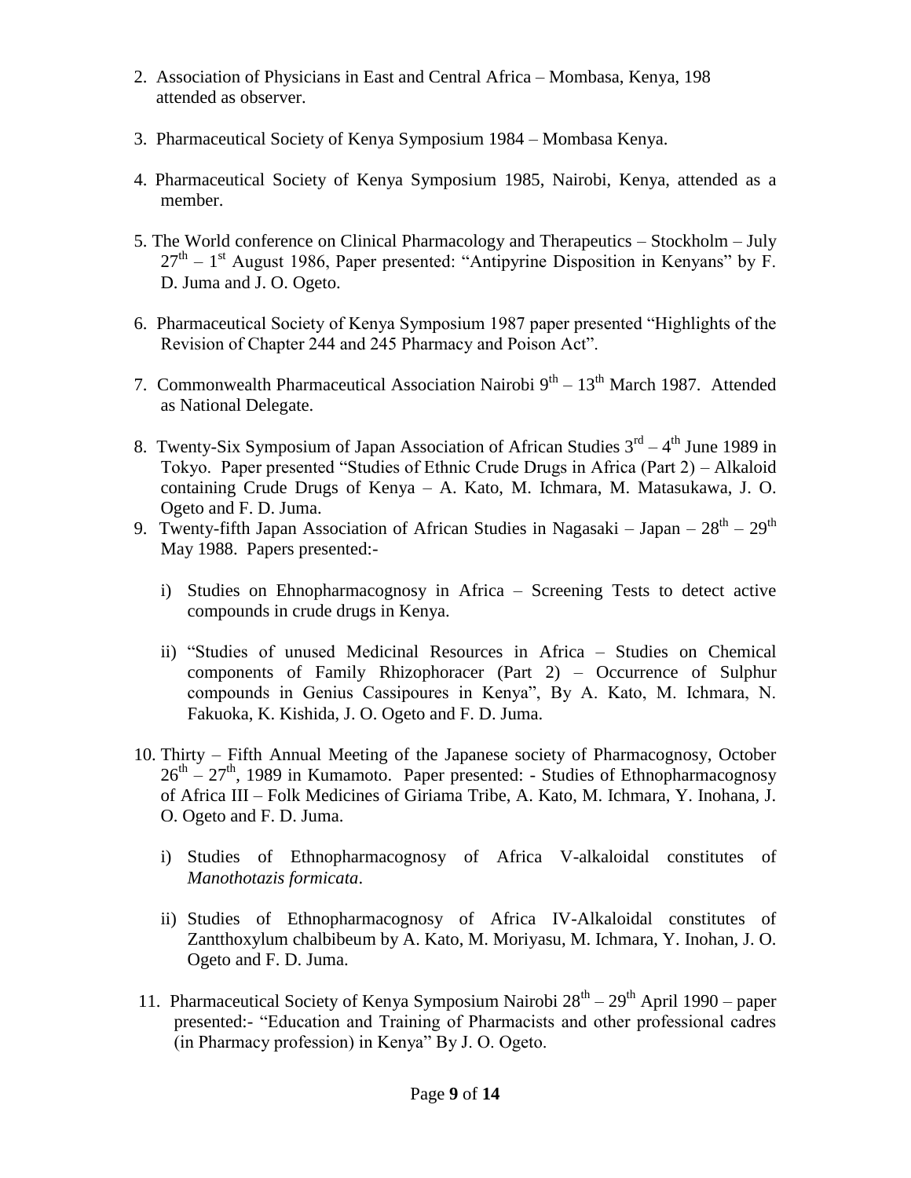2. Association of Physicians in East and Central Africa – Mombasa, Kenya, 198 attended as observer.

3. Pharmaceutical Society of Kenya Symposium 1984 – Mombasa Kenya.

4. Pharmaceutical Society of Kenya Symposium 1985, Nairobi, Kenya, attended as a member.

5. The World conference on Clinical Pharmacology and Therapeutics – Stockholm – July 27th – 1st August 1986, Paper presented: "Antipyrine Disposition in Kenyans" by F. D. Juma and J. O. Ogeto.

6. Pharmaceutical Society of Kenya Symposium 1987 paper presented "Highlights of the Revision of Chapter 244 and 245 Pharmacy and Poison Act".

7. Commonwealth Pharmaceutical Association Nairobi 9th – 13th March 1987. Attended as National Delegate.

8. Twenty-Six Symposium of Japan Association of African Studies 3rd – 4th June 1989 in Tokyo. Paper presented "Studies of Ethnic Crude Drugs in Africa (Part 2) – Alkaloid containing Crude Drugs of Kenya – A. Kato, M. Ichmara, M. Matasukawa, J. O. Ogeto and F. D. Juma.

9. Twenty-fifth Japan Association of African Studies in Nagasaki – Japan – 28th – 29th May 1988. Papers presented:-

   i) Studies on Ehnopharmacognosy in Africa – Screening Tests to detect active compounds in crude drugs in Kenya.

   ii) "Studies of unused Medicinal Resources in Africa – Studies on Chemical components of Family Rhizophoracer (Part 2) – Occurrence of Sulphur compounds in Genius Cassipoures in Kenya", By A. Kato, M. Ichmara, N. Fakuoka, K. Kishida, J. O. Ogeto and F. D. Juma.

10. Thirty – Fifth Annual Meeting of the Japanese society of Pharmacognosy, October 26th – 27th, 1989 in Kumamoto. Paper presented: - Studies of Ethnopharmacognosy of Africa III – Folk Medicines of Giriama Tribe, A. Kato, M. Ichmara, Y. Inohana, J. O. Ogeto and F. D. Juma.

    i) Studies of Ethnopharmacognosy of Africa V-alkaloidal constitutes of *Manothotazis formicata*.

    ii) Studies of Ethnopharmacognosy of Africa IV-Alkaloidal constitutes of Zantthoxylum chalbibeum by A. Kato, M. Moriyasu, M. Ichmara, Y. Inohan, J. O. Ogeto and F. D. Juma.

11. Pharmaceutical Society of Kenya Symposium Nairobi 28th – 29th April 1990 – paper presented:- "Education and Training of Pharmacists and other professional cadres (in Pharmacy profession) in Kenya" By J. O. Ogeto.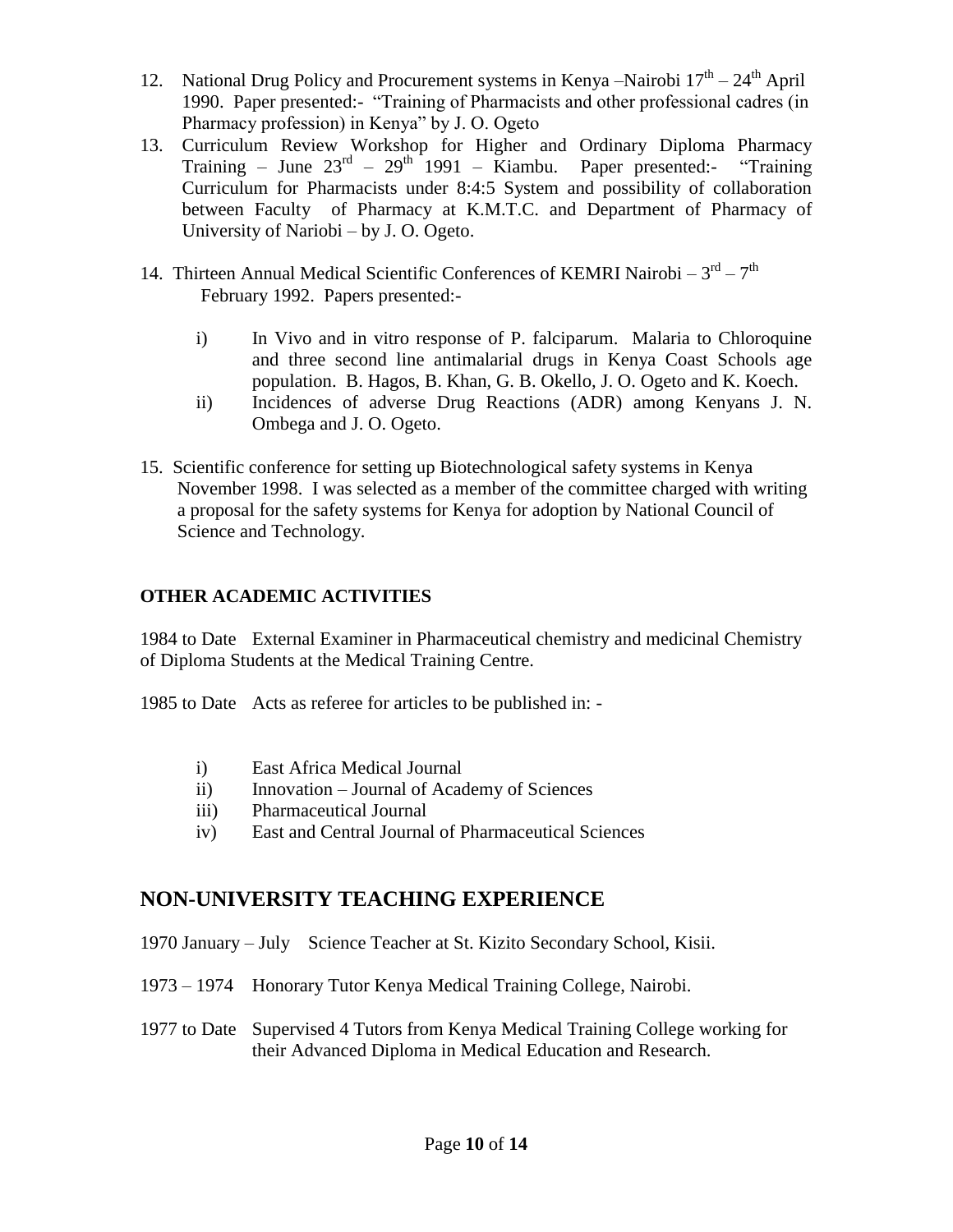12. National Drug Policy and Procurement systems in Kenya –Nairobi 17th – 24th April 1990. Paper presented:- "Training of Pharmacists and other professional cadres (in Pharmacy profession) in Kenya" by J. O. Ogeto
13. Curriculum Review Workshop for Higher and Ordinary Diploma Pharmacy Training – June 23rd – 29th 1991 – Kiambu. Paper presented:- "Training Curriculum for Pharmacists under 8:4:5 System and possibility of collaboration between Faculty of Pharmacy at K.M.T.C. and Department of Pharmacy of University of Nariobi – by J. O. Ogeto.
14. Thirteen Annual Medical Scientific Conferences of KEMRI Nairobi – 3rd – 7th February 1992. Papers presented:-
    - i) In Vivo and in vitro response of P. falciparum. Malaria to Chloroquine and three second line antimalarial drugs in Kenya Coast Schools age population. B. Hagos, B. Khan, G. B. Okello, J. O. Ogeto and K. Koech.
    - ii) Incidences of adverse Drug Reactions (ADR) among Kenyans J. N. Ombega and J. O. Ogeto.
15. Scientific conference for setting up Biotechnological safety systems in Kenya November 1998. I was selected as a member of the committee charged with writing a proposal for the safety systems for Kenya for adoption by National Council of Science and Technology.

**OTHER ACADEMIC ACTIVITIES**

1984 to Date External Examiner in Pharmaceutical chemistry and medicinal Chemistry of Diploma Students at the Medical Training Centre.

1985 to Date Acts as referee for articles to be published in: -

- i) East Africa Medical Journal
- ii) Innovation – Journal of Academy of Sciences
- iii) Pharmaceutical Journal
- iv) East and Central Journal of Pharmaceutical Sciences

## NON-UNIVERSITY TEACHING EXPERIENCE

1970 January – July Science Teacher at St. Kizito Secondary School, Kisii.

1973 – 1974 Honorary Tutor Kenya Medical Training College, Nairobi.

1977 to Date Supervised 4 Tutors from Kenya Medical Training College working for their Advanced Diploma in Medical Education and Research.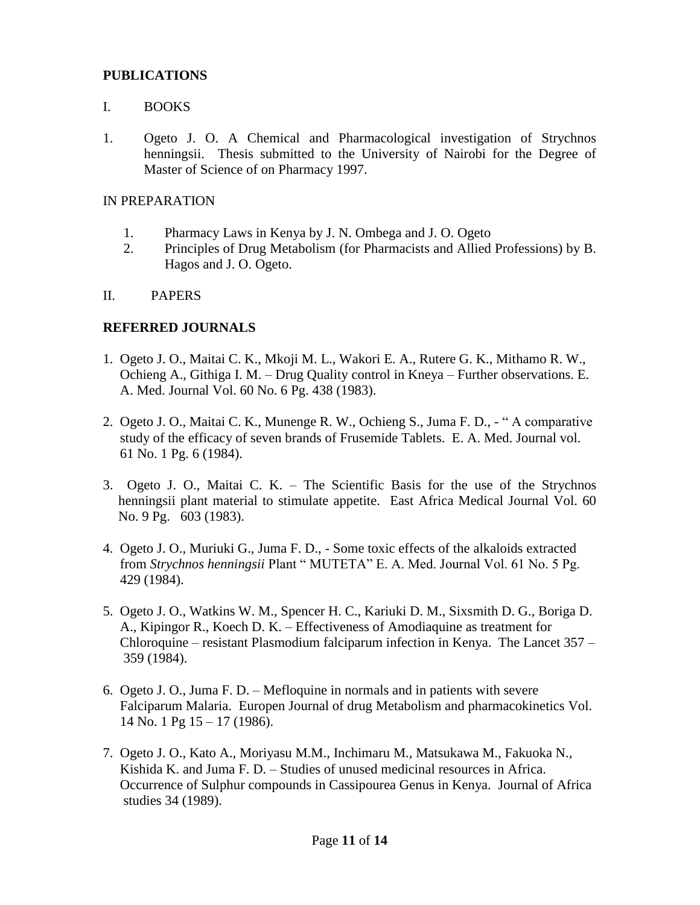## PUBLICATIONS

I. BOOKS

1. Ogeto J. O. A Chemical and Pharmacological investigation of Strychnos henningsii. Thesis submitted to the University of Nairobi for the Degree of Master of Science of on Pharmacy 1997.

IN PREPARATION

1. Pharmacy Laws in Kenya by J. N. Ombega and J. O. Ogeto
2. Principles of Drug Metabolism (for Pharmacists and Allied Professions) by B. Hagos and J. O. Ogeto.

II. PAPERS

### REFERRED JOURNALS

1. Ogeto J. O., Maitai C. K., Mkoji M. L., Wakori E. A., Rutere G. K., Mithamo R. W., Ochieng A., Githiga I. M. – Drug Quality control in Kneya – Further observations. E. A. Med. Journal Vol. 60 No. 6 Pg. 438 (1983).

2. Ogeto J. O., Maitai C. K., Munenge R. W., Ochieng S., Juma F. D., - " A comparative study of the efficacy of seven brands of Frusemide Tablets. E. A. Med. Journal vol. 61 No. 1 Pg. 6 (1984).

3. Ogeto J. O., Maitai C. K. – The Scientific Basis for the use of the Strychnos henningsii plant material to stimulate appetite. East Africa Medical Journal Vol. 60 No. 9 Pg. 603 (1983).

4. Ogeto J. O., Muriuki G., Juma F. D., - Some toxic effects of the alkaloids extracted from *Strychnos henningsii* Plant " MUTETA" E. A. Med. Journal Vol. 61 No. 5 Pg. 429 (1984).

5. Ogeto J. O., Watkins W. M., Spencer H. C., Kariuki D. M., Sixsmith D. G., Boriga D. A., Kipingor R., Koech D. K. – Effectiveness of Amodiaquine as treatment for Chloroquine – resistant Plasmodium falciparum infection in Kenya. The Lancet 357 – 359 (1984).

6. Ogeto J. O., Juma F. D. – Mefloquine in normals and in patients with severe Falciparum Malaria. Europen Journal of drug Metabolism and pharmacokinetics Vol. 14 No. 1 Pg 15 – 17 (1986).

7. Ogeto J. O., Kato A., Moriyasu M.M., Inchimaru M., Matsukawa M., Fakuoka N., Kishida K. and Juma F. D. – Studies of unused medicinal resources in Africa. Occurrence of Sulphur compounds in Cassipourea Genus in Kenya. Journal of Africa studies 34 (1989).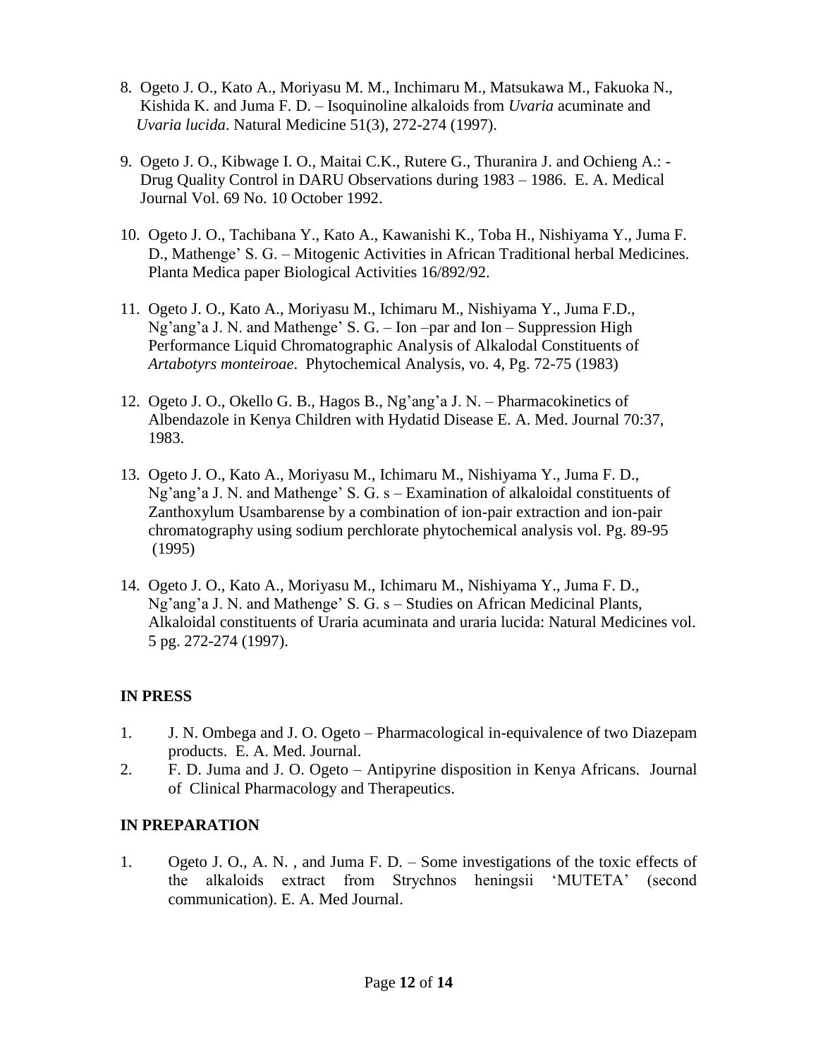8. Ogeto J. O., Kato A., Moriyasu M. M., Inchimaru M., Matsukawa M., Fakuoka N., Kishida K. and Juma F. D. – Isoquinoline alkaloids from *Uvaria* acuminate and *Uvaria lucida*. Natural Medicine 51(3), 272-274 (1997).

9. Ogeto J. O., Kibwage I. O., Maitai C.K., Rutere G., Thuranira J. and Ochieng A.: - Drug Quality Control in DARU Observations during 1983 – 1986. E. A. Medical Journal Vol. 69 No. 10 October 1992.

10. Ogeto J. O., Tachibana Y., Kato A., Kawanishi K., Toba H., Nishiyama Y., Juma F. D., Mathenge' S. G. – Mitogenic Activities in African Traditional herbal Medicines. Planta Medica paper Biological Activities 16/892/92.

11. Ogeto J. O., Kato A., Moriyasu M., Ichimaru M., Nishiyama Y., Juma F.D., Ng'ang'a J. N. and Mathenge' S. G. – Ion –par and Ion – Suppression High Performance Liquid Chromatographic Analysis of Alkalodal Constituents of *Artabotyrs monteiroae*. Phytochemical Analysis, vo. 4, Pg. 72-75 (1983)

12. Ogeto J. O., Okello G. B., Hagos B., Ng'ang'a J. N. – Pharmacokinetics of Albendazole in Kenya Children with Hydatid Disease E. A. Med. Journal 70:37, 1983.

13. Ogeto J. O., Kato A., Moriyasu M., Ichimaru M., Nishiyama Y., Juma F. D., Ng'ang'a J. N. and Mathenge' S. G. s – Examination of alkaloidal constituents of Zanthoxylum Usambarense by a combination of ion-pair extraction and ion-pair chromatography using sodium perchlorate phytochemical analysis vol. Pg. 89-95 (1995)

14. Ogeto J. O., Kato A., Moriyasu M., Ichimaru M., Nishiyama Y., Juma F. D., Ng'ang'a J. N. and Mathenge' S. G. s – Studies on African Medicinal Plants, Alkaloidal constituents of Uraria acuminata and uraria lucida: Natural Medicines vol. 5 pg. 272-274 (1997).

**IN PRESS**

1. J. N. Ombega and J. O. Ogeto – Pharmacological in-equivalence of two Diazepam products. E. A. Med. Journal.
2. F. D. Juma and J. O. Ogeto – Antipyrine disposition in Kenya Africans. Journal of Clinical Pharmacology and Therapeutics.

**IN PREPARATION**

1. Ogeto J. O., A. N. , and Juma F. D. – Some investigations of the toxic effects of the alkaloids extract from Strychnos heningsii 'MUTETA' (second communication). E. A. Med Journal.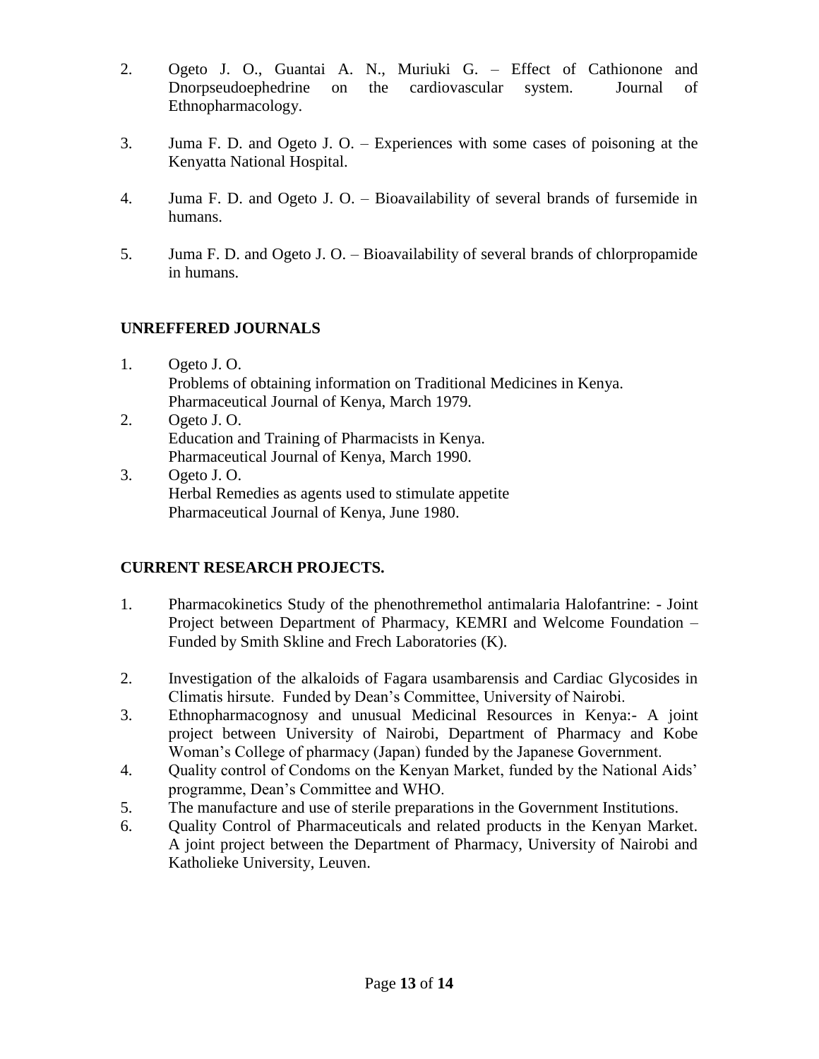2. Ogeto J. O., Guantai A. N., Muriuki G. – Effect of Cathionone and Dnorpseudoephedrine on the cardiovascular system. Journal of Ethnopharmacology.

3. Juma F. D. and Ogeto J. O. – Experiences with some cases of poisoning at the Kenyatta National Hospital.

4. Juma F. D. and Ogeto J. O. – Bioavailability of several brands of fursemide in humans.

5. Juma F. D. and Ogeto J. O. – Bioavailability of several brands of chlorpropamide in humans.

## UNREFFERED JOURNALS

1. Ogeto J. O.
   Problems of obtaining information on Traditional Medicines in Kenya.
   Pharmaceutical Journal of Kenya, March 1979.
2. Ogeto J. O.
   Education and Training of Pharmacists in Kenya.
   Pharmaceutical Journal of Kenya, March 1990.
3. Ogeto J. O.
   Herbal Remedies as agents used to stimulate appetite
   Pharmaceutical Journal of Kenya, June 1980.

## CURRENT RESEARCH PROJECTS.

1. Pharmacokinetics Study of the phenothremethol antimalaria Halofantrine: - Joint Project between Department of Pharmacy, KEMRI and Welcome Foundation – Funded by Smith Skline and Frech Laboratories (K).

2. Investigation of the alkaloids of Fagara usambarensis and Cardiac Glycosides in Climatis hirsute. Funded by Dean's Committee, University of Nairobi.
3. Ethnopharmacognosy and unusual Medicinal Resources in Kenya:- A joint project between University of Nairobi, Department of Pharmacy and Kobe Woman's College of pharmacy (Japan) funded by the Japanese Government.
4. Quality control of Condoms on the Kenyan Market, funded by the National Aids' programme, Dean's Committee and WHO.
5. The manufacture and use of sterile preparations in the Government Institutions.
6. Quality Control of Pharmaceuticals and related products in the Kenyan Market. A joint project between the Department of Pharmacy, University of Nairobi and Katholieke University, Leuven.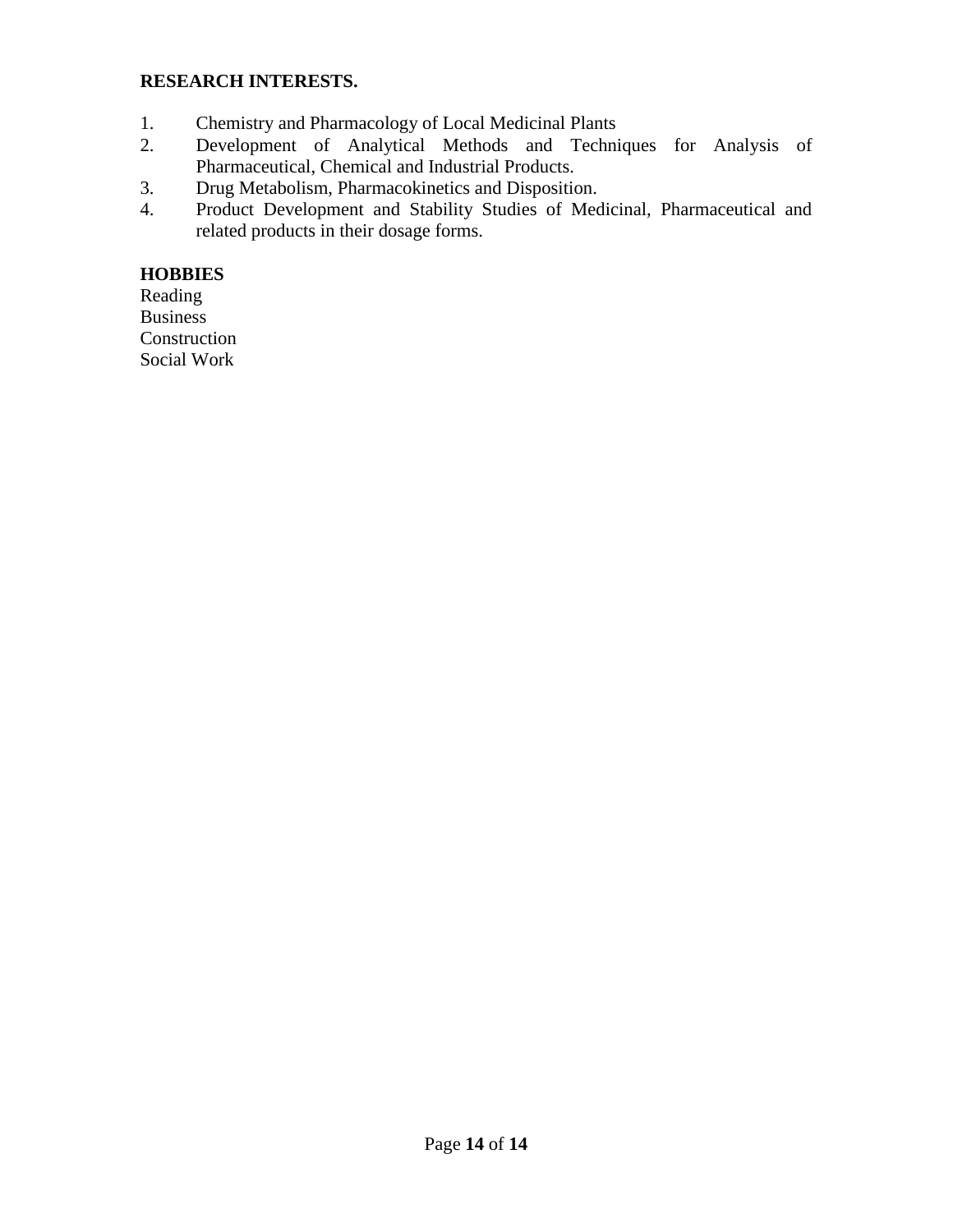**RESEARCH INTERESTS.**

1. Chemistry and Pharmacology of Local Medicinal Plants
2. Development of Analytical Methods and Techniques for Analysis of Pharmaceutical, Chemical and Industrial Products.
3. Drug Metabolism, Pharmacokinetics and Disposition.
4. Product Development and Stability Studies of Medicinal, Pharmaceutical and related products in their dosage forms.

**HOBBIES**

Reading
Business
Construction
Social Work